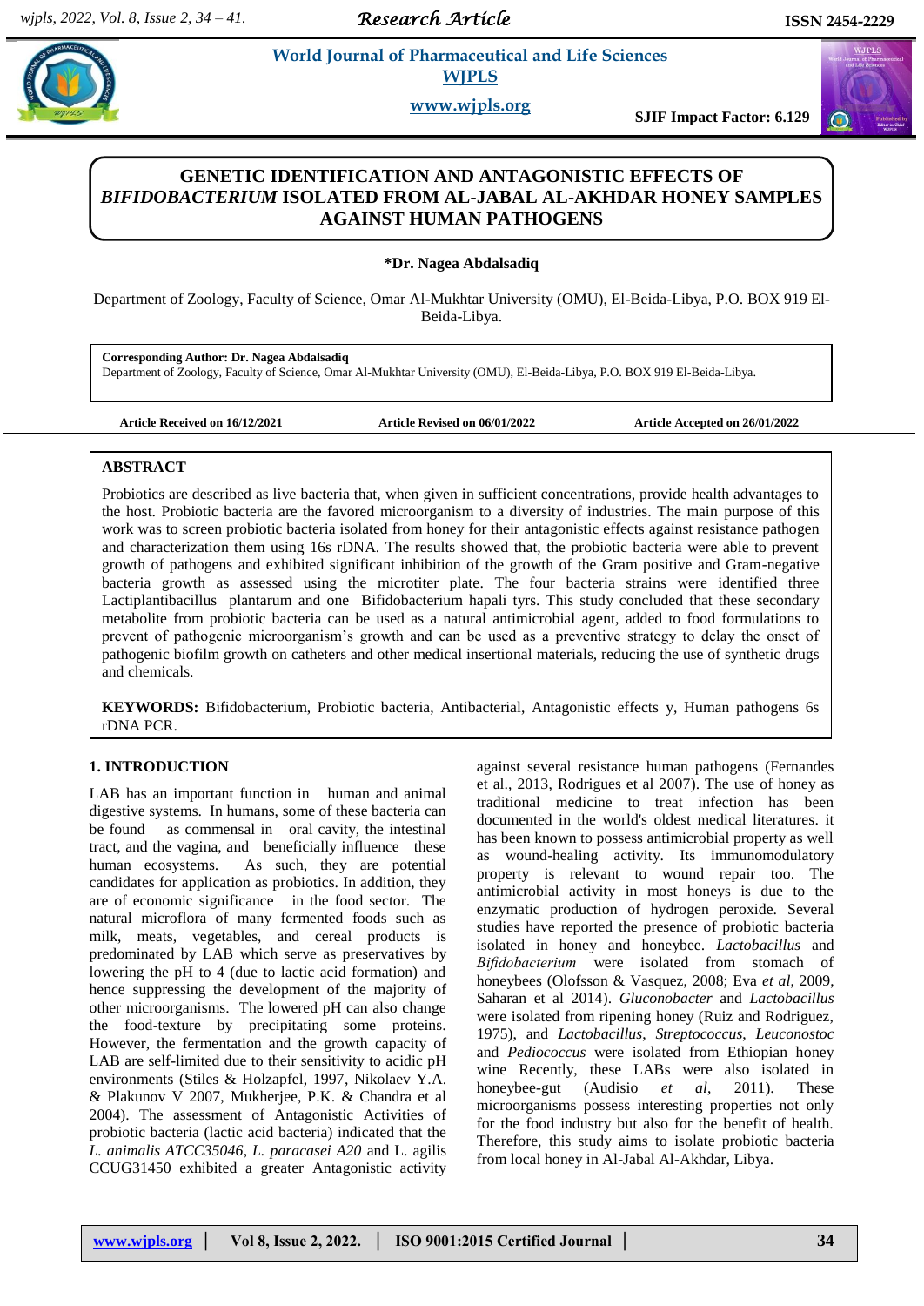# GENETIC IDENTIFICATION AND ANTAGONISTIC EFFECTS OF *BIFIDOBACTERIUM* ISOLATED FROM AL-JABAL AL-AKHDAR HONEY SAMPLES AGAINST HUMAN PATHOGENS

**\*Dr. Nagea Abdalsadiq**

Department of Zoology, Faculty of Science, Omar Al-Mukhtar University (OMU), El-Beida-Libya, P.O. BOX 919 El-Beida-Libya.

**Corresponding Author: Dr. Nagea Abdalsadiq**
Department of Zoology, Faculty of Science, Omar Al-Mukhtar University (OMU), El-Beida-Libya, P.O. BOX 919 El-Beida-Libya.

**Article Received on 16/12/2021** | **Article Revised on 06/01/2022** | **Article Accepted on 26/01/2022**

## ABSTRACT

Probiotics are described as live bacteria that, when given in sufficient concentrations, provide health advantages to the host. Probiotic bacteria are the favored microorganism to a diversity of industries. The main purpose of this work was to screen probiotic bacteria isolated from honey for their antagonistic effects against resistance pathogen and characterization them using 16s rDNA. The results showed that, the probiotic bacteria were able to prevent growth of pathogens and exhibited significant inhibition of the growth of the Gram positive and Gram-negative bacteria growth as assessed using the microtiter plate. The four bacteria strains were identified three Lactiplantibacillus plantarum and one Bifidobacterium hapali tyrs. This study concluded that these secondary metabolite from probiotic bacteria can be used as a natural antimicrobial agent, added to food formulations to prevent of pathogenic microorganism's growth and can be used as a preventive strategy to delay the onset of pathogenic biofilm growth on catheters and other medical insertional materials, reducing the use of synthetic drugs and chemicals.

**KEYWORDS:** Bifidobacterium, Probiotic bacteria, Antibacterial, Antagonistic effects y, Human pathogens 6s rDNA PCR.

## 1. INTRODUCTION

LAB has an important function in human and animal digestive systems. In humans, some of these bacteria can be found as commensal in oral cavity, the intestinal tract, and the vagina, and beneficially influence these human ecosystems. As such, they are potential candidates for application as probiotics. In addition, they are of economic significance in the food sector. The natural microflora of many fermented foods such as milk, meats, vegetables, and cereal products is predominated by LAB which serve as preservatives by lowering the pH to 4 (due to lactic acid formation) and hence suppressing the development of the majority of other microorganisms. The lowered pH can also change the food-texture by precipitating some proteins. However, the fermentation and the growth capacity of LAB are self-limited due to their sensitivity to acidic pH environments (Stiles & Holzapfel, 1997, Nikolaev Y.A. & Plakunov V 2007, Mukherjee, P.K. & Chandra et al 2004). The assessment of Antagonistic Activities of probiotic bacteria (lactic acid bacteria) indicated that the *L. animalis ATCC35046*, *L. paracasei A20* and L. agilis CCUG31450 exhibited a greater Antagonistic activity against several resistance human pathogens (Fernandes et al., 2013, Rodrigues et al 2007). The use of honey as traditional medicine to treat infection has been documented in the world's oldest medical literatures. it has been known to possess antimicrobial property as well as wound-healing activity. Its immunomodulatory property is relevant to wound repair too. The antimicrobial activity in most honeys is due to the enzymatic production of hydrogen peroxide. Several studies have reported the presence of probiotic bacteria isolated in honey and honeybee. *Lactobacillus* and *Bifidobacterium* were isolated from stomach of honeybees (Olofsson & Vasquez, 2008; Eva *et al*, 2009, Saharan et al 2014). *Gluconobacter* and *Lactobacillus* were isolated from ripening honey (Ruiz and Rodriguez, 1975), and *Lactobacillus*, *Streptococcus*, *Leuconostoc* and *Pediococcus* were isolated from Ethiopian honey wine Recently, these LABs were also isolated in honeybee-gut (Audisio *et al*, 2011). These microorganisms possess interesting properties not only for the food industry but also for the benefit of health. Therefore, this study aims to isolate probiotic bacteria from local honey in Al-Jabal Al-Akhdar, Libya.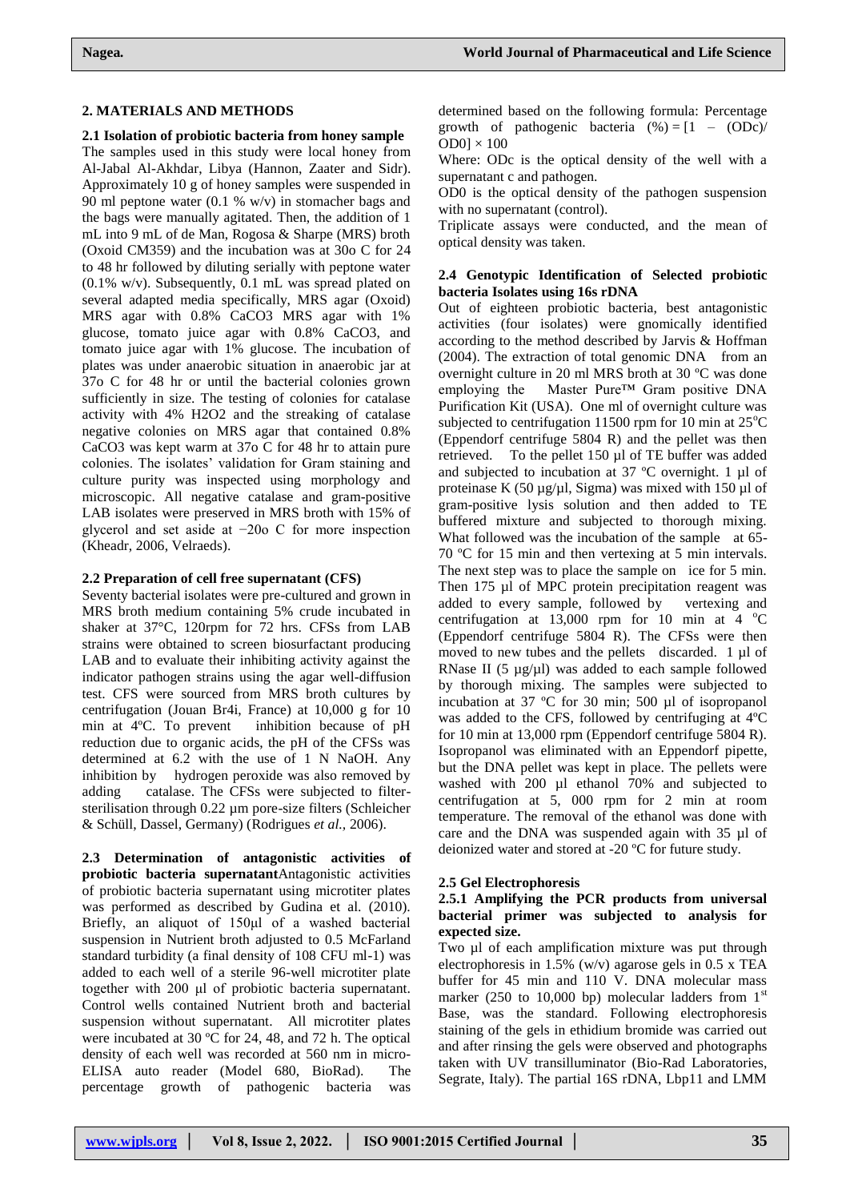## 2. MATERIALS AND METHODS

### 2.1 Isolation of probiotic bacteria from honey sample

The samples used in this study were local honey from Al-Jabal Al-Akhdar, Libya (Hannon, Zaater and Sidr). Approximately 10 g of honey samples were suspended in 90 ml peptone water (0.1 % w/v) in stomacher bags and the bags were manually agitated. Then, the addition of 1 mL into 9 mL of de Man, Rogosa & Sharpe (MRS) broth (Oxoid CM359) and the incubation was at 30o C for 24 to 48 hr followed by diluting serially with peptone water (0.1% w/v). Subsequently, 0.1 mL was spread plated on several adapted media specifically, MRS agar (Oxoid) MRS agar with 0.8% $CaCO_3$ MRS agar with 1% glucose, tomato juice agar with 0.8% $CaCO_3$, and tomato juice agar with 1% glucose. The incubation of plates was under anaerobic situation in anaerobic jar at 37o C for 48 hr or until the bacterial colonies grown sufficiently in size. The testing of colonies for catalase activity with 4% $H_2O_2$ and the streaking of catalase negative colonies on MRS agar that contained 0.8% $CaCO_3$ was kept warm at 37o C for 48 hr to attain pure colonies. The isolates' validation for Gram staining and culture purity was inspected using morphology and microscopic. All negative catalase and gram-positive LAB isolates were preserved in MRS broth with 15% of glycerol and set aside at −20o C for more inspection (Kheadr, 2006, Velraeds).

### 2.2 Preparation of cell free supernatant (CFS)

Seventy bacterial isolates were pre-cultured and grown in MRS broth medium containing 5% crude incubated in shaker at 37°C, 120rpm for 72 hrs. CFSs from LAB strains were obtained to screen biosurfactant producing LAB and to evaluate their inhibiting activity against the indicator pathogen strains using the agar well-diffusion test. CFS were sourced from MRS broth cultures by centrifugation (Jouan Br4i, France) at 10,000 g for 10 min at 4ºC. To prevent inhibition because of pH reduction due to organic acids, the pH of the CFSs was determined at 6.2 with the use of 1 N NaOH. Any inhibition by hydrogen peroxide was also removed by adding catalase. The CFSs were subjected to filter-sterilisation through 0.22 µm pore-size filters (Schleicher & Schüll, Dassel, Germany) (Rodrigues *et al.,* 2006).

### 2.3 Determination of antagonistic activities of probiotic bacteria supernatant

Antagonistic activities of probiotic bacteria supernatant using microtiter plates was performed as described by Gudina et al. (2010). Briefly, an aliquot of 150µl of a washed bacterial suspension in Nutrient broth adjusted to 0.5 McFarland standard turbidity (a final density of 108 CFU ml-1) was added to each well of a sterile 96-well microtiter plate together with 200 µl of probiotic bacteria supernatant. Control wells contained Nutrient broth and bacterial suspension without supernatant. All microtiter plates were incubated at 30 ºC for 24, 48, and 72 h. The optical density of each well was recorded at 560 nm in micro-ELISA auto reader (Model 680, BioRad). The percentage growth of pathogenic bacteria was determined based on the following formula: Percentage growth of pathogenic bacteria $(\%) = [1 - (ODc)/OD0] \times 100$

Where: ODc is the optical density of the well with a supernatant c and pathogen.

OD0 is the optical density of the pathogen suspension with no supernatant (control).

Triplicate assays were conducted, and the mean of optical density was taken.

### 2.4 Genotypic Identification of Selected probiotic bacteria Isolates using 16s rDNA

Out of eighteen probiotic bacteria, best antagonistic activities (four isolates) were gnomically identified according to the method described by Jarvis & Hoffman (2004). The extraction of total genomic DNA from an overnight culture in 20 ml MRS broth at 30 ºC was done employing the Master Pure™ Gram positive DNA Purification Kit (USA). One ml of overnight culture was subjected to centrifugation 11500 rpm for 10 min at 25ºC (Eppendorf centrifuge 5804 R) and the pellet was then retrieved. To the pellet 150 µl of TE buffer was added and subjected to incubation at 37 ºC overnight. 1 µl of proteinase K (50 µg/µl, Sigma) was mixed with 150 µl of gram-positive lysis solution and then added to TE buffered mixture and subjected to thorough mixing. What followed was the incubation of the sample at 65-70 ºC for 15 min and then vertexing at 5 min intervals. The next step was to place the sample on ice for 5 min. Then 175 µl of MPC protein precipitation reagent was added to every sample, followed by vertexing and centrifugation at 13,000 rpm for 10 min at 4 ºC (Eppendorf centrifuge 5804 R). The CFSs were then moved to new tubes and the pellets discarded. 1 µl of RNase II (5 µg/µl) was added to each sample followed by thorough mixing. The samples were subjected to incubation at 37 ºC for 30 min; 500 µl of isopropanol was added to the CFS, followed by centrifuging at 4ºC for 10 min at 13,000 rpm (Eppendorf centrifuge 5804 R). Isopropanol was eliminated with an Eppendorf pipette, but the DNA pellet was kept in place. The pellets were washed with 200 µl ethanol 70% and subjected to centrifugation at 5, 000 rpm for 2 min at room temperature. The removal of the ethanol was done with care and the DNA was suspended again with 35 µl of deionized water and stored at -20 ºC for future study.

### 2.5 Gel Electrophoresis

#### 2.5.1 Amplifying the PCR products from universal bacterial primer was subjected to analysis for expected size.

Two µl of each amplification mixture was put through electrophoresis in 1.5% (w/v) agarose gels in 0.5 x TEA buffer for 45 min and 110 V. DNA molecular mass marker (250 to 10,000 bp) molecular ladders from 1st Base, was the standard. Following electrophoresis staining of the gels in ethidium bromide was carried out and after rinsing the gels were observed and photographs taken with UV transilluminator (Bio-Rad Laboratories, Segrate, Italy). The partial 16S rDNA, Lbp11 and LMM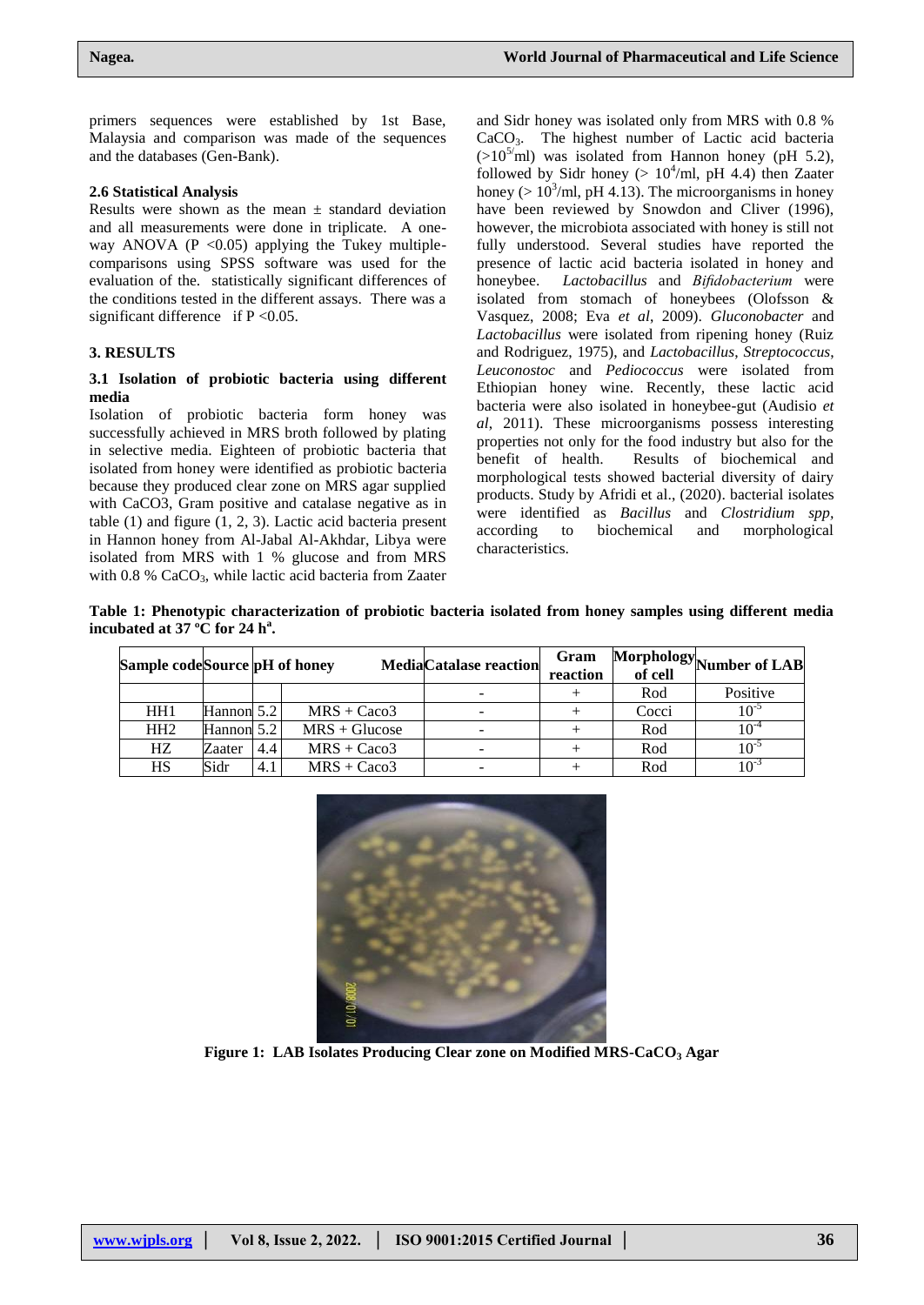primers sequences were established by 1st Base, Malaysia and comparison was made of the sequences and the databases (Gen-Bank).

### 2.6 Statistical Analysis

Results were shown as the mean ± standard deviation and all measurements were done in triplicate. A one-way ANOVA ($P < 0.05$) applying the Tukey multiple-comparisons using SPSS software was used for the evaluation of the. statistically significant differences of the conditions tested in the different assays. There was a significant difference if $P < 0.05$.

## 3. RESULTS

### 3.1 Isolation of probiotic bacteria using different media

Isolation of probiotic bacteria form honey was successfully achieved in MRS broth followed by plating in selective media. Eighteen of probiotic bacteria that isolated from honey were identified as probiotic bacteria because they produced clear zone on MRS agar supplied with CaCO3, Gram positive and catalase negative as in table (1) and figure (1, 2, 3). Lactic acid bacteria present in Hannon honey from Al-Jabal Al-Akhdar, Libya were isolated from MRS with 1 % glucose and from MRS with 0.8 % $CaCO_3$, while lactic acid bacteria from Zaater and Sidr honey was isolated only from MRS with 0.8 % $CaCO_3$. The highest number of Lactic acid bacteria ($>10^{5}$/ml) was isolated from Hannon honey (pH 5.2), followed by Sidr honey ($> 10^4$/ml, pH 4.4) then Zaater honey ($> 10^3$/ml, pH 4.13). The microorganisms in honey have been reviewed by Snowdon and Cliver (1996), however, the microbiota associated with honey is still not fully understood. Several studies have reported the presence of lactic acid bacteria isolated in honey and honeybee. *Lactobacillus* and *Bifidobacterium* were isolated from stomach of honeybees (Olofsson & Vasquez, 2008; Eva *et al*, 2009). *Gluconobacter* and *Lactobacillus* were isolated from ripening honey (Ruiz and Rodriguez, 1975), and *Lactobacillus*, *Streptococcus*, *Leuconostoc* and *Pediococcus* were isolated from Ethiopian honey wine. Recently, these lactic acid bacteria were also isolated in honeybee-gut (Audisio *et al*, 2011). These microorganisms possess interesting properties not only for the food industry but also for the benefit of health. Results of biochemical and morphological tests showed bacterial diversity of dairy products. Study by Afridi et al., (2020). bacterial isolates were identified as *Bacillus* and *Clostridium spp*, according to biochemical and morphological characteristics.

**Table 1: Phenotypic characterization of probiotic bacteria isolated from honey samples using different media incubated at 37 ºC for 24 h[a].**

| Sample code | Source | pH of honey | Media | Catalase reaction | Gram reaction | Morphology of cell | Number of LAB |
|---|---|---|---|---|---|---|---|
| | | | | - | + | Rod | Positive |
| HH1 | Hannon | 5.2 | MRS + Caco3 | - | + | Cocci | $10^{-5}$ |
| HH2 | Hannon | 5.2 | MRS + Glucose | - | + | Rod | $10^{-4}$ |
| HZ | Zaater | 4.4 | MRS + Caco3 | - | + | Rod | $10^{-5}$ |
| HS | Sidr | 4.1 | MRS + Caco3 | - | + | Rod | $10^{-3}$ |

**Figure 1: LAB Isolates Producing Clear zone on Modified MRS-$CaCO_3$ Agar**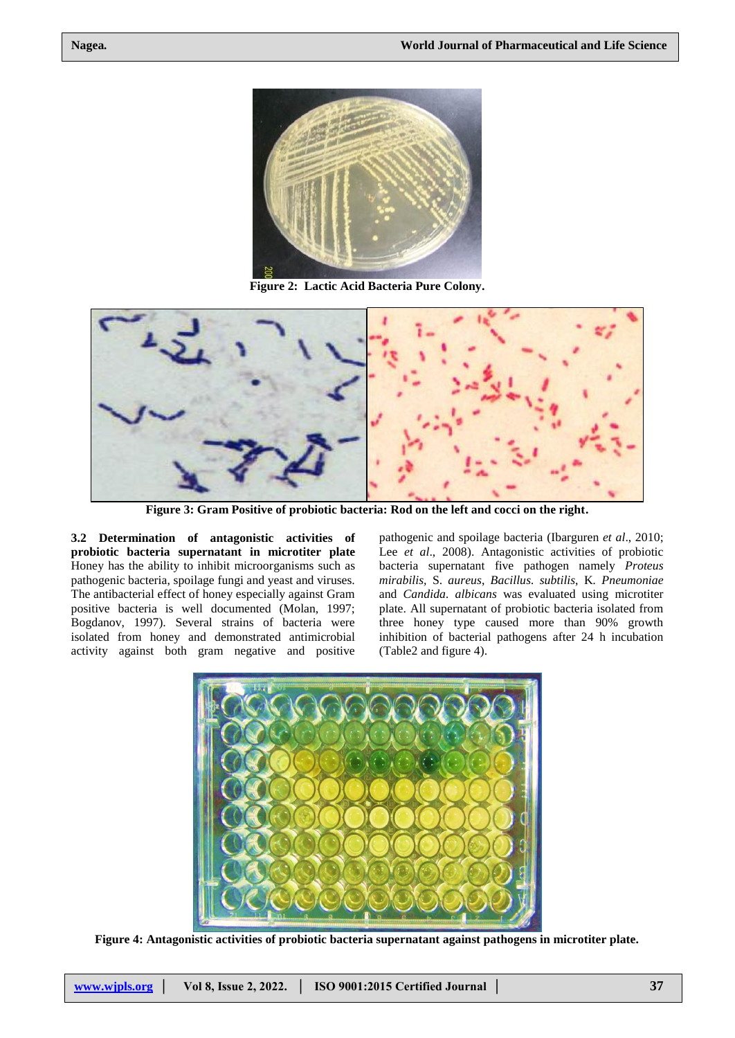**Figure 2: Lactic Acid Bacteria Pure Colony.**

**Figure 3: Gram Positive of probiotic bacteria: Rod on the left and cocci on the right.**

### 3.2 Determination of antagonistic activities of probiotic bacteria supernatant in microtiter plate

Honey has the ability to inhibit microorganisms such as pathogenic bacteria, spoilage fungi and yeast and viruses. The antibacterial effect of honey especially against Gram positive bacteria is well documented (Molan, 1997; Bogdanov, 1997). Several strains of bacteria were isolated from honey and demonstrated antimicrobial activity against both gram negative and positive pathogenic and spoilage bacteria (Ibarguren *et al*., 2010; Lee *et al*., 2008). Antagonistic activities of probiotic bacteria supernatant five pathogen namely *Proteus mirabilis*, S. *aureus*, *Bacillus. subtilis*, K. *Pneumoniae* and *Candida. albicans* was evaluated using microtiter plate. All supernatant of probiotic bacteria isolated from three honey type caused more than 90% growth inhibition of bacterial pathogens after 24 h incubation (Table2 and figure 4).

**Figure 4: Antagonistic activities of probiotic bacteria supernatant against pathogens in microtiter plate.**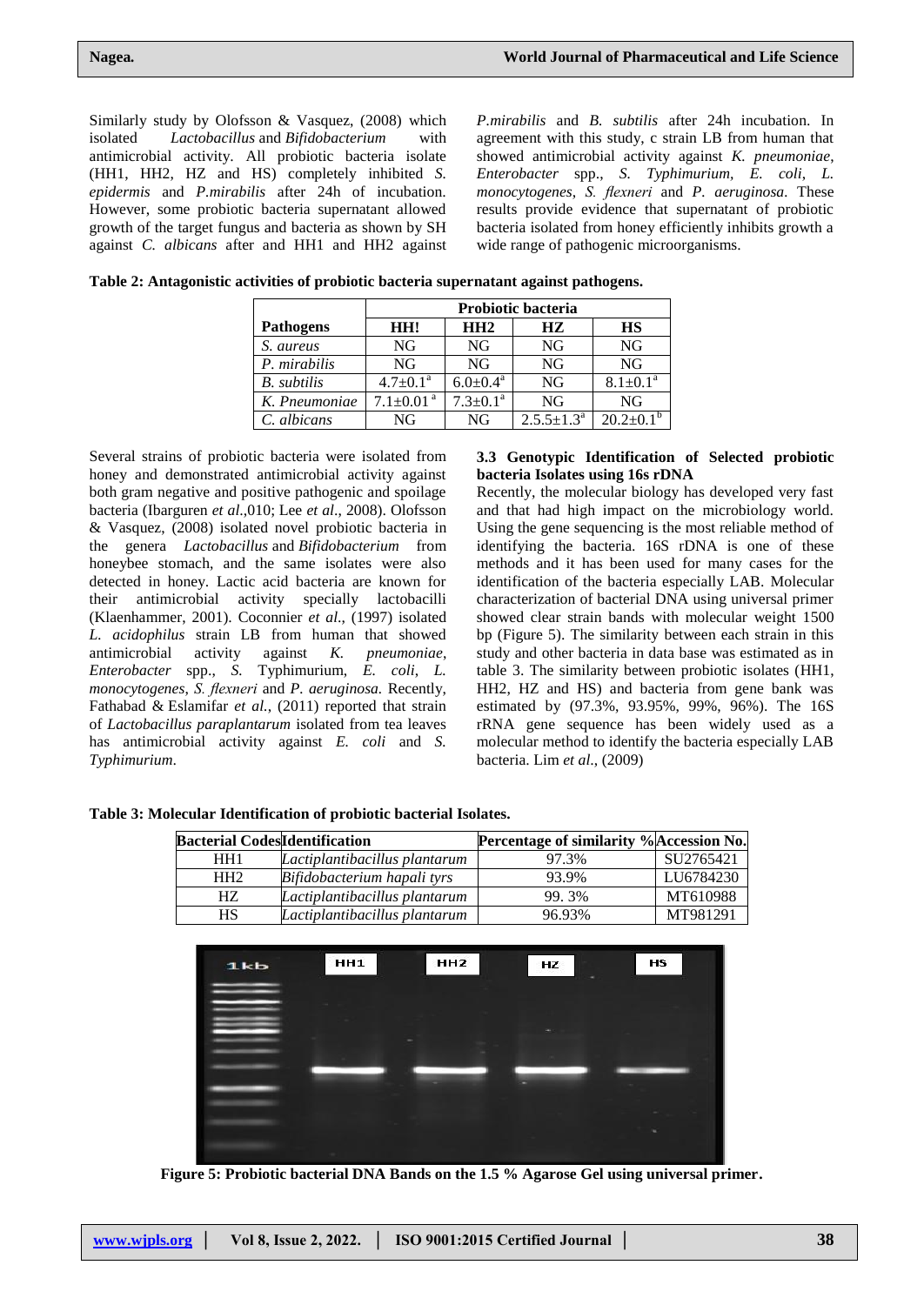Similarly study by Olofsson & Vasquez, (2008) which isolated *Lactobacillus* and *Bifidobacterium* with antimicrobial activity. All probiotic bacteria isolate (HH1, HH2, HZ and HS) completely inhibited *S. epidermis* and *P.mirabilis* after 24h of incubation. However, some probiotic bacteria supernatant allowed growth of the target fungus and bacteria as shown by SH against *C. albicans* after and HH1 and HH2 against *P.mirabilis* and *B. subtilis* after 24h incubation. In agreement with this study, c strain LB from human that showed antimicrobial activity against *K. pneumoniae*, *Enterobacter* spp., *S. Typhimurium*, *E. coli*, *L. monocytogenes*, *S. flexneri* and *P. aeruginosa*. These results provide evidence that supernatant of probiotic bacteria isolated from honey efficiently inhibits growth a wide range of pathogenic microorganisms.

**Table 2: Antagonistic activities of probiotic bacteria supernatant against pathogens.**

| Pathogens | Probiotic bacteria | | | |
|---|---|---|---|---|
| | HH! | HH2 | HZ | HS |
| *S. aureus* | NG | NG | NG | NG |
| *P. mirabilis* | NG | NG | NG | NG |
| *B. subtilis* | $4.7{\pm}0.1^{a}$ | $6.0{\pm}0.4^{a}$ | NG | $8.1{\pm}0.1^{a}$ |
| *K. Pneumoniae* | $7.1{\pm}0.01^{a}$ | $7.3{\pm}0.1^{a}$ | NG | NG |
| *C. albicans* | NG | NG | $2.5.5{\pm}1.3^{a}$ | $20.2{\pm}0.1^{b}$ |

Several strains of probiotic bacteria were isolated from honey and demonstrated antimicrobial activity against both gram negative and positive pathogenic and spoilage bacteria (Ibarguren *et al*.,010; Lee *et al*., 2008). Olofsson & Vasquez, (2008) isolated novel probiotic bacteria in the genera *Lactobacillus* and *Bifidobacterium* from honeybee stomach, and the same isolates were also detected in honey. Lactic acid bacteria are known for their antimicrobial activity specially lactobacilli (Klaenhammer, 2001). Coconnier *et al*., (1997) isolated *L. acidophilus* strain LB from human that showed antimicrobial activity against *K. pneumoniae*, *Enterobacter* spp., *S.* Typhimurium, *E. coli*, *L. monocytogenes*, *S. flexneri* and *P. aeruginosa*. Recently, Fathabad & Eslamifar *et al*., (2011) reported that strain of *Lactobacillus paraplantarum* isolated from tea leaves has antimicrobial activity against *E. coli* and *S. Typhimurium*.

**3.3 Genotypic Identification of Selected probiotic bacteria Isolates using 16s rDNA**

Recently, the molecular biology has developed very fast and that had high impact on the microbiology world. Using the gene sequencing is the most reliable method of identifying the bacteria. 16S rDNA is one of these methods and it has been used for many cases for the identification of the bacteria especially LAB. Molecular characterization of bacterial DNA using universal primer showed clear strain bands with molecular weight 1500 bp (Figure 5). The similarity between each strain in this study and other bacteria in data base was estimated as in table 3. The similarity between probiotic isolates (HH1, HH2, HZ and HS) and bacteria from gene bank was estimated by (97.3%, 93.95%, 99%, 96%). The 16S rRNA gene sequence has been widely used as a molecular method to identify the bacteria especially LAB bacteria. Lim *et al*., (2009)

**Table 3: Molecular Identification of probiotic bacterial Isolates.**

| Bacterial Codes | Identification | Percentage of similarity % | Accession No. |
|---|---|---|---|
| HH1 | *Lactiplantibacillus plantarum* | 97.3% | SU2765421 |
| HH2 | *Bifidobacterium hapali tyrs* | 93.9% | LU6784230 |
| HZ | *Lactiplantibacillus plantarum* | 99. 3% | MT610988 |
| HS | *Lactiplantibacillus plantarum* | 96.93% | MT981291 |

**Figure 5: Probiotic bacterial DNA Bands on the 1.5 % Agarose Gel using universal primer.**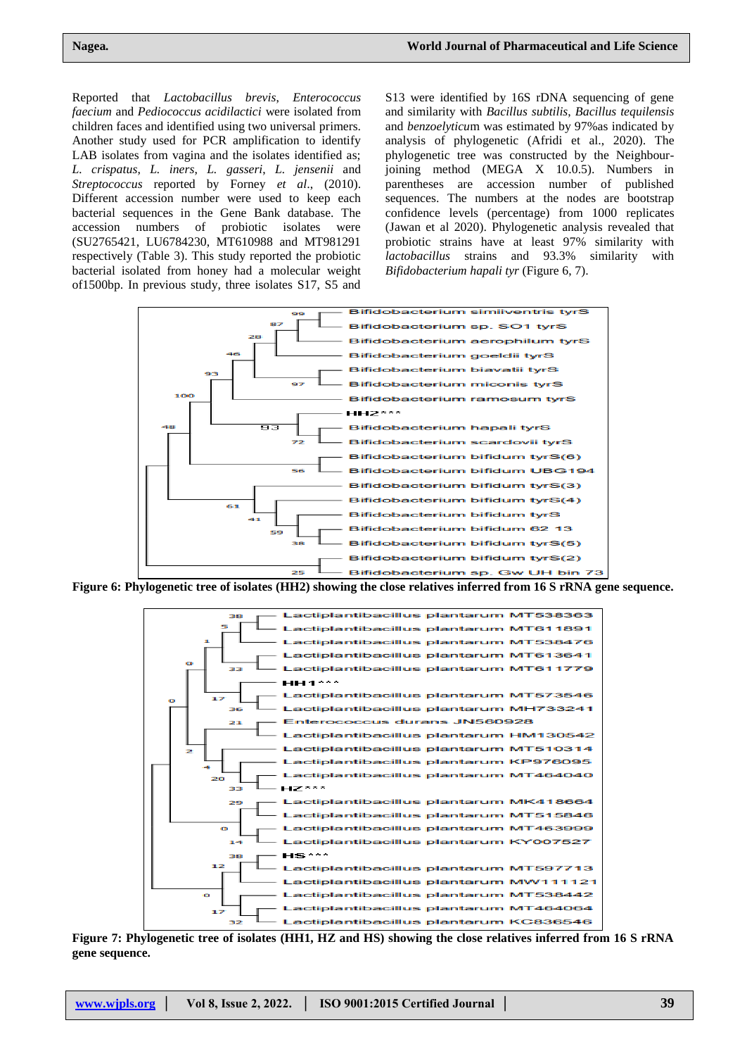Reported that *Lactobacillus brevis, Enterococcus faecium* and *Pediococcus acidilactici* were isolated from children faces and identified using two universal primers. Another study used for PCR amplification to identify LAB isolates from vagina and the isolates identified as; *L. crispatus, L. iners, L. gasseri, L. jensenii* and *Streptococcus* reported by Forney *et al.*, (2010). Different accession number were used to keep each bacterial sequences in the Gene Bank database. The accession numbers of probiotic isolates were (SU2765421, LU6784230, MT610988 and MT981291 respectively (Table 3). This study reported the probiotic bacterial isolated from honey had a molecular weight of1500bp. In previous study, three isolates S17, S5 and S13 were identified by 16S rDNA sequencing of gene and similarity with *Bacillus subtilis, Bacillus tequilensis* and *benzoelyticum* was estimated by 97%as indicated by analysis of phylogenetic (Afridi et al., 2020). The phylogenetic tree was constructed by the Neighbour-joining method (MEGA X 10.0.5). Numbers in parentheses are accession number of published sequences. The numbers at the nodes are bootstrap confidence levels (percentage) from 1000 replicates (Jawan et al 2020). Phylogenetic analysis revealed that probiotic strains have at least 97% similarity with *lactobacillus* strains and 93.3% similarity with *Bifidobacterium hapali tyr* (Figure 6, 7).

**Figure 6: Phylogenetic tree of isolates (HH2) showing the close relatives inferred from 16 S rRNA gene sequence.**

**Figure 7: Phylogenetic tree of isolates (HH1, HZ and HS) showing the close relatives inferred from 16 S rRNA gene sequence.**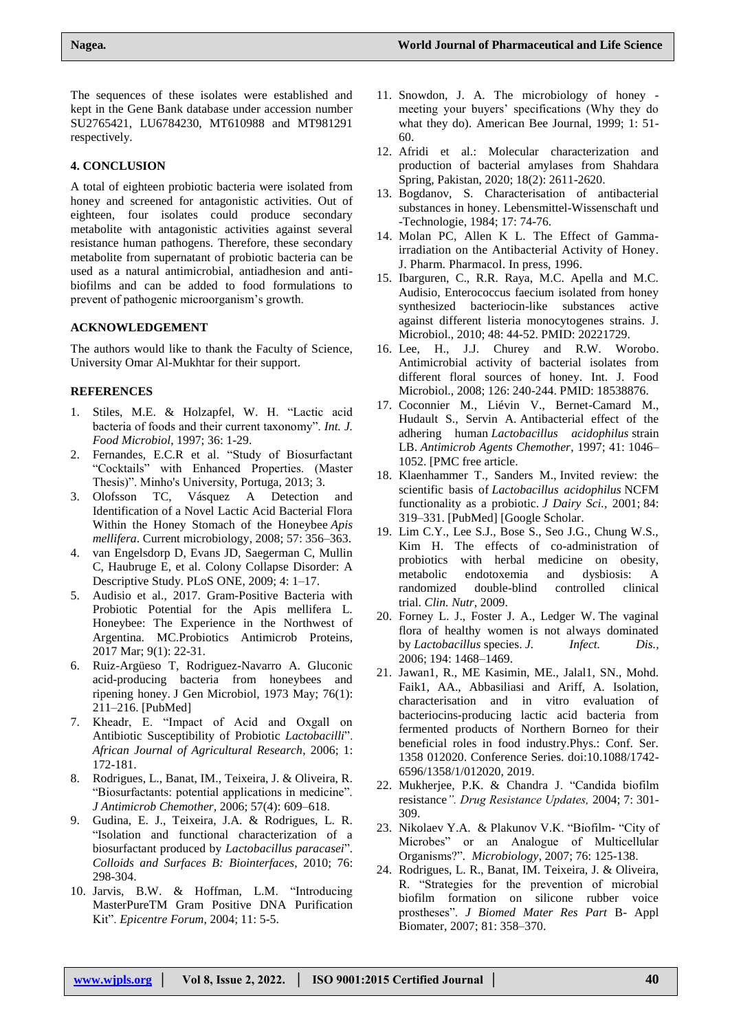The sequences of these isolates were established and kept in the Gene Bank database under accession number SU2765421, LU6784230, MT610988 and MT981291 respectively.

## 4. CONCLUSION

A total of eighteen probiotic bacteria were isolated from honey and screened for antagonistic activities. Out of eighteen, four isolates could produce secondary metabolite with antagonistic activities against several resistance human pathogens. Therefore, these secondary metabolite from supernatant of probiotic bacteria can be used as a natural antimicrobial, antiadhesion and anti-biofilms and can be added to food formulations to prevent of pathogenic microorganism's growth.

## ACKNOWLEDGEMENT

The authors would like to thank the Faculty of Science, University Omar Al-Mukhtar for their support.

## REFERENCES

1. Stiles, M.E. & Holzapfel, W. H. "Lactic acid bacteria of foods and their current taxonomy". *Int. J. Food Microbiol*, 1997; 36: 1-29.
2. Fernandes, E.C.R et al. "Study of Biosurfactant "Cocktails" with Enhanced Properties. (Master Thesis)". Minho's University, Portuga, 2013; 3.
3. Olofsson TC, Vásquez A Detection and Identification of a Novel Lactic Acid Bacterial Flora Within the Honey Stomach of the Honeybee *Apis mellifera*. Current microbiology, 2008; 57: 356–363.
4. van Engelsdorp D, Evans JD, Saegerman C, Mullin C, Haubruge E, et al. Colony Collapse Disorder: A Descriptive Study. PLoS ONE, 2009; 4: 1–17.
5. Audisio et al., 2017. Gram-Positive Bacteria with Probiotic Potential for the Apis mellifera L. Honeybee: The Experience in the Northwest of Argentina. MC.Probiotics Antimicrob Proteins, 2017 Mar; 9(1): 22-31.
6. Ruiz-Argüeso T, Rodriguez-Navarro A. Gluconic acid-producing bacteria from honeybees and ripening honey. J Gen Microbiol, 1973 May; 76(1): 211–216. [PubMed]
7. Kheadr, E. "Impact of Acid and Oxgall on Antibiotic Susceptibility of Probiotic *Lactobacilli*". *African Journal of Agricultural Research*, 2006; 1: 172-181.
8. Rodrigues, L., Banat, IM., Teixeira, J. & Oliveira, R. "Biosurfactants: potential applications in medicine". *J Antimicrob Chemother*, 2006; 57(4): 609–618.
9. Gudina, E. J., Teixeira, J.A. & Rodrigues, L. R. "Isolation and functional characterization of a biosurfactant produced by *Lactobacillus paracasei*". *Colloids and Surfaces B: Biointerfaces*, 2010; 76: 298-304.
10. Jarvis, B.W. & Hoffman, L.M. "Introducing MasterPureTM Gram Positive DNA Purification Kit". *Epicentre Forum*, 2004; 11: 5-5.
11. Snowdon, J. A. The microbiology of honey - meeting your buyers' specifications (Why they do what they do). American Bee Journal, 1999; 1: 51-60.
12. Afridi et al.: Molecular characterization and production of bacterial amylases from Shahdara Spring, Pakistan, 2020; 18(2): 2611-2620.
13. Bogdanov, S. Characterisation of antibacterial substances in honey. Lebensmittel-Wissenschaft und -Technologie, 1984; 17: 74-76.
14. Molan PC, Allen K L. The Effect of Gamma-irradiation on the Antibacterial Activity of Honey. J. Pharm. Pharmacol. In press, 1996.
15. Ibarguren, C., R.R. Raya, M.C. Apella and M.C. Audisio, Enterococcus faecium isolated from honey synthesized bacteriocin-like substances active against different listeria monocytogenes strains. J. Microbiol., 2010; 48: 44-52. PMID: 20221729.
16. Lee, H., J.J. Churey and R.W. Worobo. Antimicrobial activity of bacterial isolates from different floral sources of honey. Int. J. Food Microbiol., 2008; 126: 240-244. PMID: 18538876.
17. Coconnier M., Liévin V., Bernet-Camard M., Hudault S., Servin A. Antibacterial effect of the adhering human *Lactobacillus acidophilus* strain LB. *Antimicrob Agents Chemother*, 1997; 41: 1046–1052. [PMC free article.
18. Klaenhammer T., Sanders M., Invited review: the scientific basis of *Lactobacillus acidophilus* NCFM functionality as a probiotic. *J Dairy Sci.*, 2001; 84: 319–331. [PubMed] [Google Scholar.
19. Lim C.Y., Lee S.J., Bose S., Seo J.G., Chung W.S., Kim H. The effects of co-administration of probiotics with herbal medicine on obesity, metabolic endotoxemia and dysbiosis: A randomized double-blind controlled clinical trial. *Clin. Nutr*, 2009.
20. Forney L. J., Foster J. A., Ledger W. The vaginal flora of healthy women is not always dominated by *Lactobacillus* species. *J. Infect. Dis.*, 2006; 194: 1468–1469.
21. Jawan1, R., ME Kasimin, ME., Jalal1, SN., Mohd. Faik1, AA., Abbasiliasi and Ariff, A. Isolation, characterisation and in vitro evaluation of bacteriocins-producing lactic acid bacteria from fermented products of Northern Borneo for their beneficial roles in food industry.Phys.: Conf. Ser. 1358 012020. Conference Series. doi:10.1088/1742-6596/1358/1/012020, 2019.
22. Mukherjee, P.K. & Chandra J. "Candida biofilm resistance*". Drug Resistance Updates,* 2004; 7: 301-309.
23. Nikolaev Y.A. & Plakunov V.K. "Biofilm- "City of Microbes" or an Analogue of Multicellular Organisms?". *Microbiology*, 2007; 76: 125-138.
24. Rodrigues, L. R., Banat, IM. Teixeira, J. & Oliveira, R. "Strategies for the prevention of microbial biofilm formation on silicone rubber voice prostheses". *J Biomed Mater Res Part* B- Appl Biomater, 2007; 81: 358–370.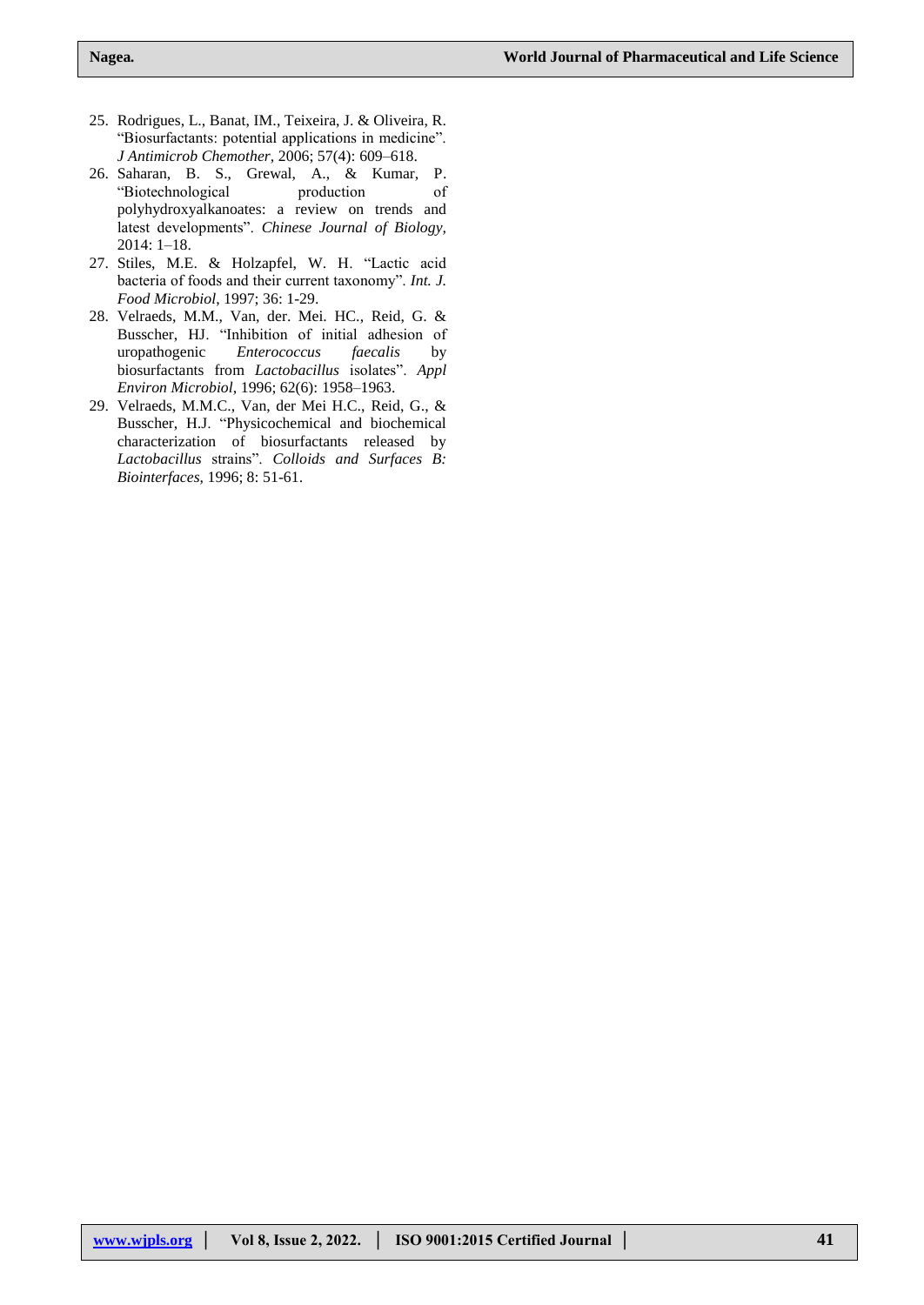25. Rodrigues, L., Banat, IM., Teixeira, J. & Oliveira, R. "Biosurfactants: potential applications in medicine". *J Antimicrob Chemother*, 2006; 57(4): 609–618.
26. Saharan, B. S., Grewal, A., & Kumar, P. "Biotechnological production of polyhydroxyalkanoates: a review on trends and latest developments". *Chinese Journal of Biology,* 2014: 1–18.
27. Stiles, M.E. & Holzapfel, W. H. "Lactic acid bacteria of foods and their current taxonomy". *Int. J. Food Microbiol*, 1997; 36: 1-29.
28. Velraeds, M.M., Van, der. Mei. HC., Reid, G. & Busscher, HJ. "Inhibition of initial adhesion of uropathogenic *Enterococcus faecalis* by biosurfactants from *Lactobacillus* isolates". *Appl Environ Microbiol*, 1996; 62(6): 1958–1963.
29. Velraeds, M.M.C., Van, der Mei H.C., Reid, G., & Busscher, H.J. "Physicochemical and biochemical characterization of biosurfactants released by *Lactobacillus* strains". *Colloids and Surfaces B: Biointerfaces,* 1996; 8: 51-61.